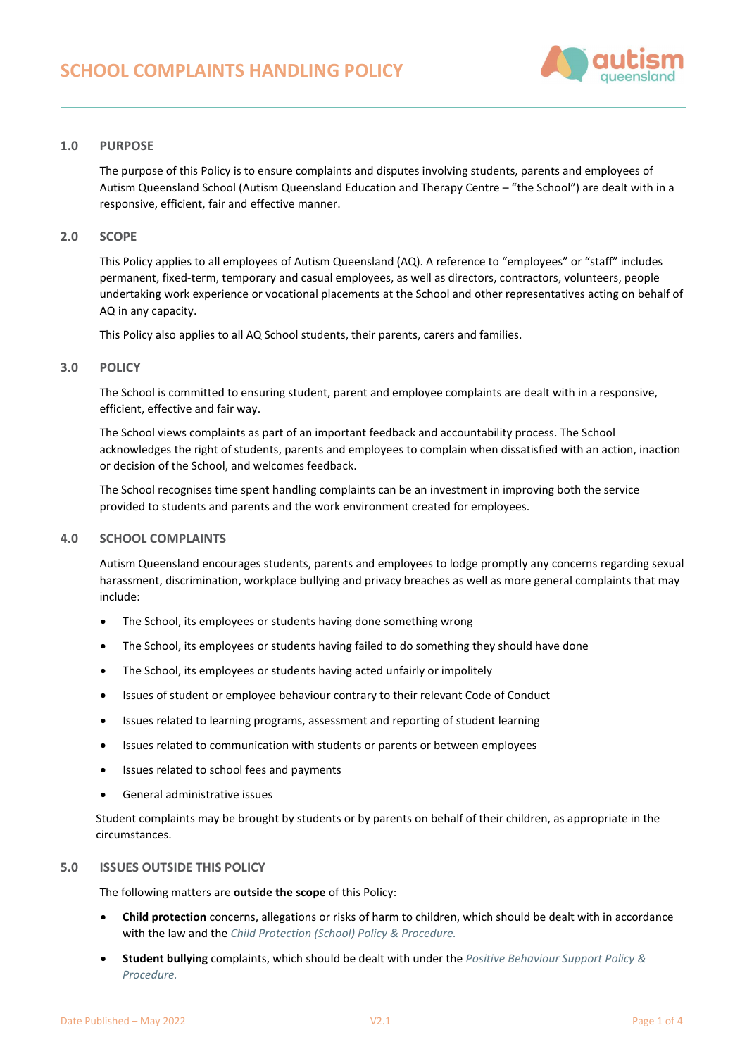# SCHOOL COMPLAINTS HANDLING POLICY

## 1.0 PURPOSE

The purpose of this Policy is to ensure complaints and disputes involving students, parents and employees of Autism Queensland School (Autism Queensland Education and Therapy Centre – "the School") are dealt with in a responsive, efficient, fair and effective manner.

## 2.0 SCOPE

This Policy applies to all employees of Autism Queensland (AQ). A reference to "employees" or "staff" includes permanent, fixed-term, temporary and casual employees, as well as directors, contractors, volunteers, people undertaking work experience or vocational placements at the School and other representatives acting on behalf of AQ in any capacity.

This Policy also applies to all AQ School students, their parents, carers and families.

## 3.0 POLICY

The School is committed to ensuring student, parent and employee complaints are dealt with in a responsive, efficient, effective and fair way.

The School views complaints as part of an important feedback and accountability process. The School acknowledges the right of students, parents and employees to complain when dissatisfied with an action, inaction or decision of the School, and welcomes feedback.

The School recognises time spent handling complaints can be an investment in improving both the service provided to students and parents and the work environment created for employees.

## 4.0 SCHOOL COMPLAINTS

Autism Queensland encourages students, parents and employees to lodge promptly any concerns regarding sexual harassment, discrimination, workplace bullying and privacy breaches as well as more general complaints that may include:

- The School, its employees or students having done something wrong
- The School, its employees or students having failed to do something they should have done
- The School, its employees or students having acted unfairly or impolitely
- Issues of student or employee behaviour contrary to their relevant Code of Conduct
- Issues related to learning programs, assessment and reporting of student learning
- Issues related to communication with students or parents or between employees
- Issues related to school fees and payments
- General administrative issues

Student complaints may be brought by students or by parents on behalf of their children, as appropriate in the circumstances.

## 5.0 ISSUES OUTSIDE THIS POLICY

The following matters are **outside the scope** of this Policy:

- **Child protection** concerns, allegations or risks of harm to children, which should be dealt with in accordance with the law and the *Child Protection (School) Policy & Procedure.*
- **Student bullying** complaints, which should be dealt with under the *Positive Behaviour Support Policy & Procedure.*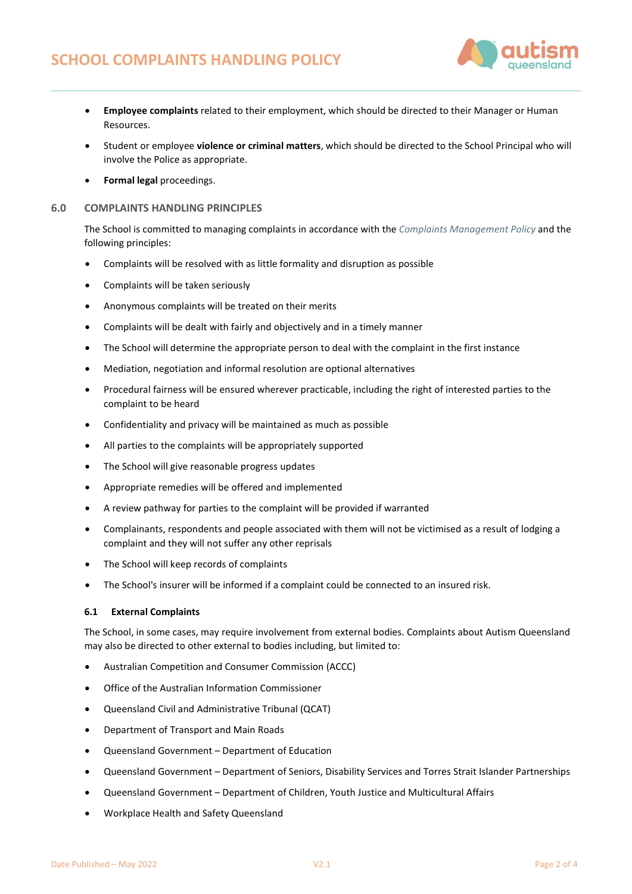- **Employee complaints** related to their employment, which should be directed to their Manager or Human Resources.
- Student or employee **violence or criminal matters**, which should be directed to the School Principal who will involve the Police as appropriate.
- **Formal legal** proceedings.

## 6.0 COMPLAINTS HANDLING PRINCIPLES

The School is committed to managing complaints in accordance with the *Complaints Management Policy* and the following principles:

- Complaints will be resolved with as little formality and disruption as possible
- Complaints will be taken seriously
- Anonymous complaints will be treated on their merits
- Complaints will be dealt with fairly and objectively and in a timely manner
- The School will determine the appropriate person to deal with the complaint in the first instance
- Mediation, negotiation and informal resolution are optional alternatives
- Procedural fairness will be ensured wherever practicable, including the right of interested parties to the complaint to be heard
- Confidentiality and privacy will be maintained as much as possible
- All parties to the complaints will be appropriately supported
- The School will give reasonable progress updates
- Appropriate remedies will be offered and implemented
- A review pathway for parties to the complaint will be provided if warranted
- Complainants, respondents and people associated with them will not be victimised as a result of lodging a complaint and they will not suffer any other reprisals
- The School will keep records of complaints
- The School's insurer will be informed if a complaint could be connected to an insured risk.

### 6.1 External Complaints

The School, in some cases, may require involvement from external bodies. Complaints about Autism Queensland may also be directed to other external to bodies including, but limited to:

- Australian Competition and Consumer Commission (ACCC)
- Office of the Australian Information Commissioner
- Queensland Civil and Administrative Tribunal (QCAT)
- Department of Transport and Main Roads
- Queensland Government – Department of Education
- Queensland Government – Department of Seniors, Disability Services and Torres Strait Islander Partnerships
- Queensland Government – Department of Children, Youth Justice and Multicultural Affairs
- Workplace Health and Safety Queensland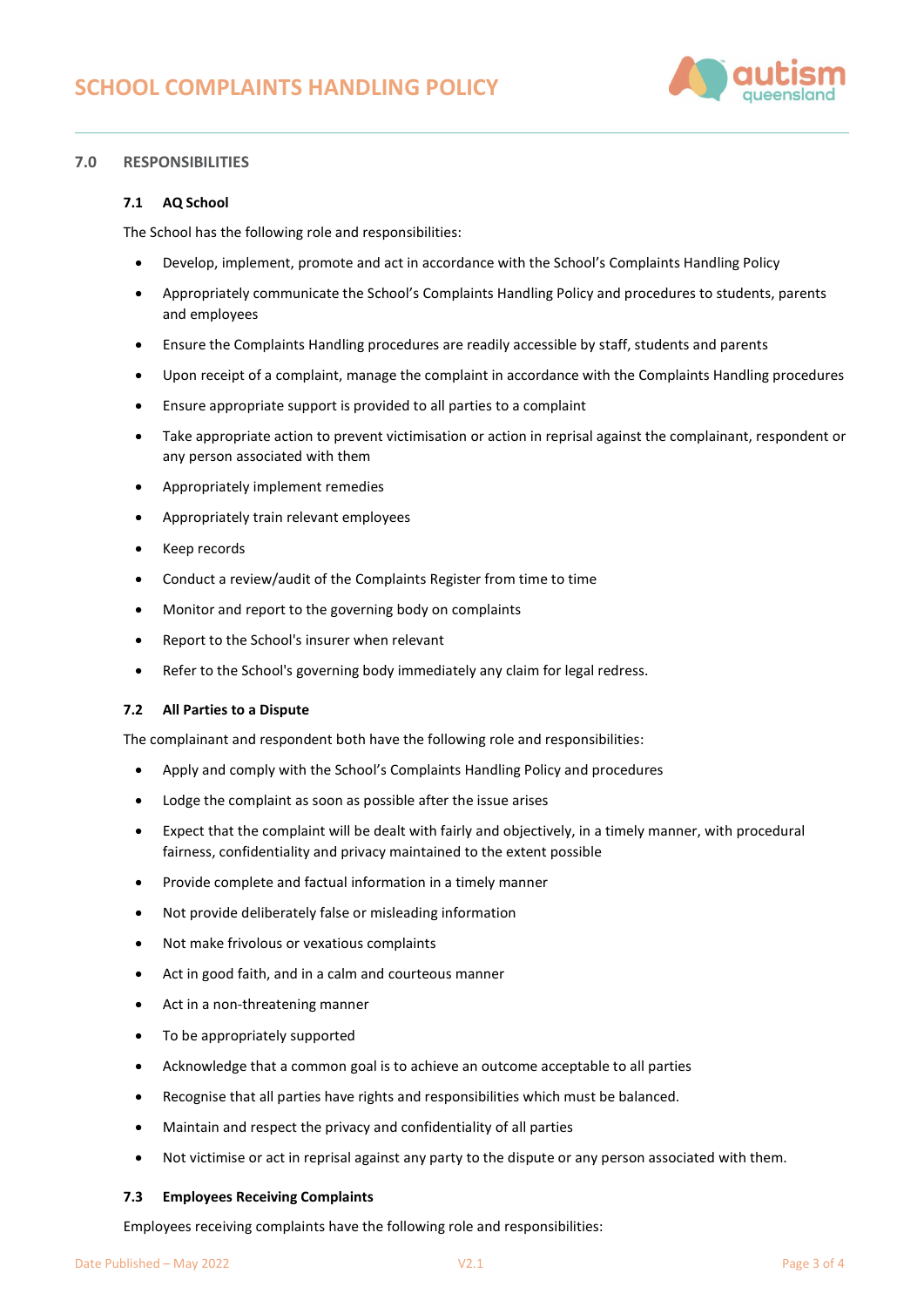## 7.0 RESPONSIBILITIES

### 7.1 AQ School

The School has the following role and responsibilities:

- Develop, implement, promote and act in accordance with the School's Complaints Handling Policy
- Appropriately communicate the School's Complaints Handling Policy and procedures to students, parents and employees
- Ensure the Complaints Handling procedures are readily accessible by staff, students and parents
- Upon receipt of a complaint, manage the complaint in accordance with the Complaints Handling procedures
- Ensure appropriate support is provided to all parties to a complaint
- Take appropriate action to prevent victimisation or action in reprisal against the complainant, respondent or any person associated with them
- Appropriately implement remedies
- Appropriately train relevant employees
- Keep records
- Conduct a review/audit of the Complaints Register from time to time
- Monitor and report to the governing body on complaints
- Report to the School's insurer when relevant
- Refer to the School's governing body immediately any claim for legal redress.

### 7.2 All Parties to a Dispute

The complainant and respondent both have the following role and responsibilities:

- Apply and comply with the School's Complaints Handling Policy and procedures
- Lodge the complaint as soon as possible after the issue arises
- Expect that the complaint will be dealt with fairly and objectively, in a timely manner, with procedural fairness, confidentiality and privacy maintained to the extent possible
- Provide complete and factual information in a timely manner
- Not provide deliberately false or misleading information
- Not make frivolous or vexatious complaints
- Act in good faith, and in a calm and courteous manner
- Act in a non-threatening manner
- To be appropriately supported
- Acknowledge that a common goal is to achieve an outcome acceptable to all parties
- Recognise that all parties have rights and responsibilities which must be balanced.
- Maintain and respect the privacy and confidentiality of all parties
- Not victimise or act in reprisal against any party to the dispute or any person associated with them.

### 7.3 Employees Receiving Complaints

Employees receiving complaints have the following role and responsibilities: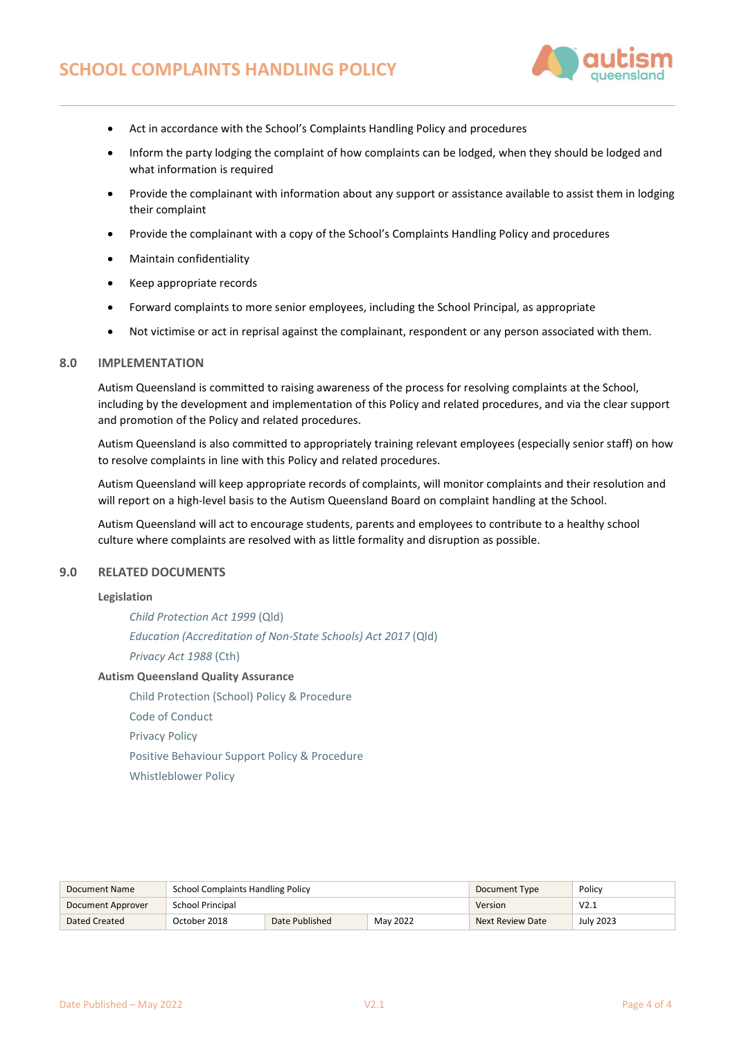- Act in accordance with the School's Complaints Handling Policy and procedures
- Inform the party lodging the complaint of how complaints can be lodged, when they should be lodged and what information is required
- Provide the complainant with information about any support or assistance available to assist them in lodging their complaint
- Provide the complainant with a copy of the School's Complaints Handling Policy and procedures
- Maintain confidentiality
- Keep appropriate records
- Forward complaints to more senior employees, including the School Principal, as appropriate
- Not victimise or act in reprisal against the complainant, respondent or any person associated with them.

## 8.0 IMPLEMENTATION

Autism Queensland is committed to raising awareness of the process for resolving complaints at the School, including by the development and implementation of this Policy and related procedures, and via the clear support and promotion of the Policy and related procedures.

Autism Queensland is also committed to appropriately training relevant employees (especially senior staff) on how to resolve complaints in line with this Policy and related procedures.

Autism Queensland will keep appropriate records of complaints, will monitor complaints and their resolution and will report on a high-level basis to the Autism Queensland Board on complaint handling at the School.

Autism Queensland will act to encourage students, parents and employees to contribute to a healthy school culture where complaints are resolved with as little formality and disruption as possible.

## 9.0 RELATED DOCUMENTS

**Legislation**

*Child Protection Act 1999* (Qld)
*Education (Accreditation of Non-State Schools) Act 2017* (Qld)
*Privacy Act 1988* (Cth)

**Autism Queensland Quality Assurance**

Child Protection (School) Policy & Procedure
Code of Conduct
Privacy Policy
Positive Behaviour Support Policy & Procedure
Whistleblower Policy

| | | | | | |
|---|---|---|---|---|---|
| Document Name | School Complaints Handling Policy | | | Document Type | Policy |
| Document Approver | School Principal | | | Version | V2.1 |
| Dated Created | October 2018 | Date Published | May 2022 | Next Review Date | July 2023 |